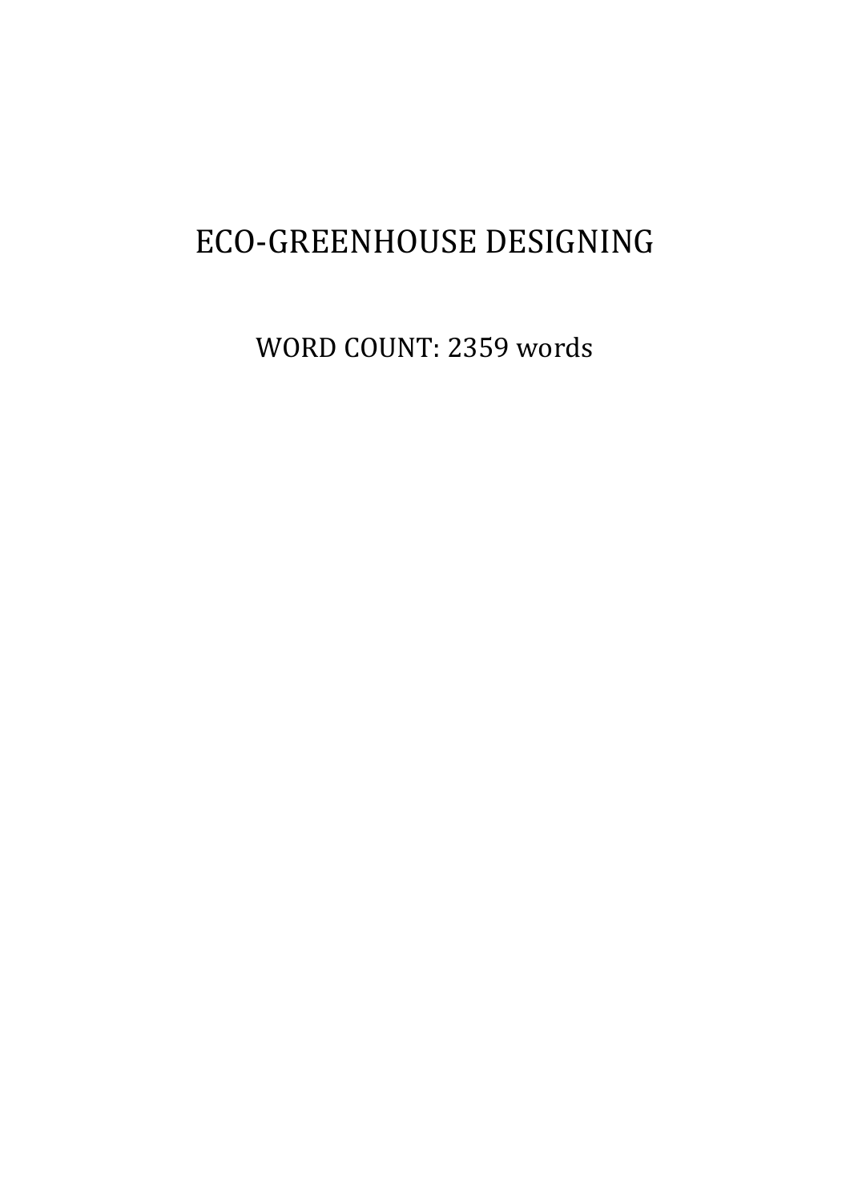# ECO-GREENHOUSE DESIGNING

WORD COUNT: 2359 words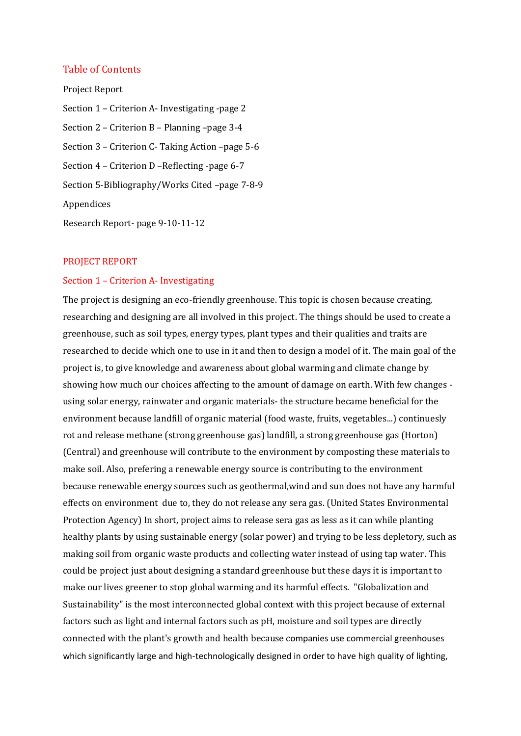## Table of Contents

Project Report

Section 1 – Criterion A- Investigating -page 2

Section 2 – Criterion B – Planning –page 3-4

Section 3 – Criterion C- Taking Action –page 5-6

Section 4 – Criterion D –Reflecting -page 6-7

Section 5-Bibliography/Works Cited –page 7-8-9

Appendices

Research Report- page 9-10-11-12

## PROJECT REPORT

### Section 1 – Criterion A- Investigating

The project is designing an eco-friendly greenhouse. This topic is chosen because creating, researching and designing are all involved in this project. The things should be used to create a greenhouse, such as soil types, energy types, plant types and their qualities and traits are researched to decide which one to use in it and then to design a model of it. The main goal of the project is, to give knowledge and awareness about global warming and climate change by showing how much our choices affecting to the amount of damage on earth. With few changes -using solar energy, rainwater and organic materials- the structure became beneficial for the environment because landfill of organic material (food waste, fruits, vegetables...) continuesly rot and release methane (strong greenhouse gas) landfill, a strong greenhouse gas (Horton) (Central) and greenhouse will contribute to the environment by composting these materials to make soil. Also, prefering a renewable energy source is contributing to the environment because renewable energy sources such as geothermal,wind and sun does not have any harmful effects on environment due to, they do not release any sera gas. (United States Environmental Protection Agency) In short, project aims to release sera gas as less as it can while planting healthy plants by using sustainable energy (solar power) and trying to be less depletory, such as making soil from organic waste products and collecting water instead of using tap water. This could be project just about designing a standard greenhouse but these days it is important to make our lives greener to stop global warming and its harmful effects. "Globalization and Sustainability" is the most interconnected global context with this project because of external factors such as light and internal factors such as pH, moisture and soil types are directly connected with the plant's growth and health because companies use commercial greenhouses which significantly large and high-technologically designed in order to have high quality of lighting,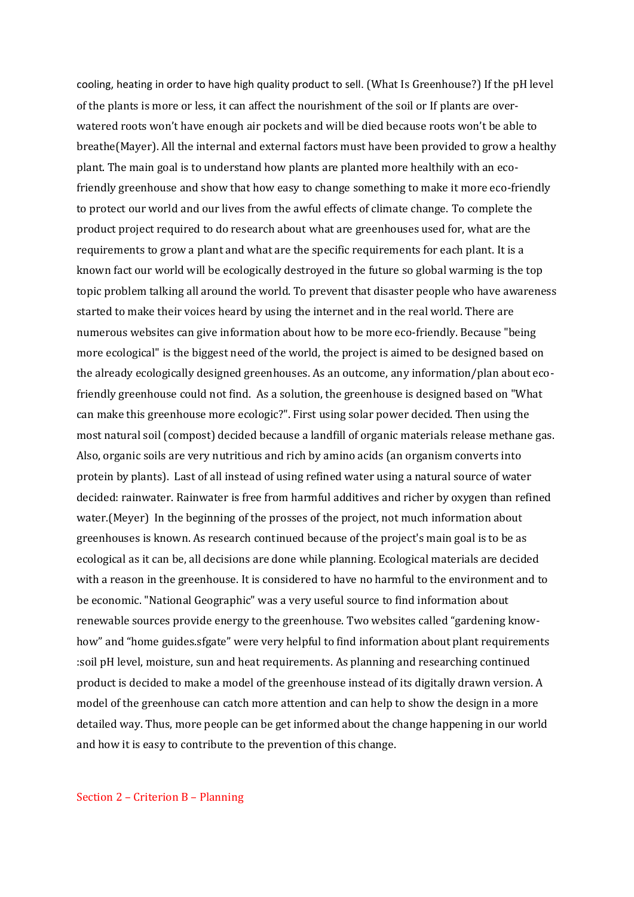cooling, heating in order to have high quality product to sell. (What Is Greenhouse?) If the pH level of the plants is more or less, it can affect the nourishment of the soil or If plants are over-watered roots won't have enough air pockets and will be died because roots won't be able to breathe(Mayer). All the internal and external factors must have been provided to grow a healthy plant. The main goal is to understand how plants are planted more healthily with an eco-friendly greenhouse and show that how easy to change something to make it more eco-friendly to protect our world and our lives from the awful effects of climate change. To complete the product project required to do research about what are greenhouses used for, what are the requirements to grow a plant and what are the specific requirements for each plant. It is a known fact our world will be ecologically destroyed in the future so global warming is the top topic problem talking all around the world. To prevent that disaster people who have awareness started to make their voices heard by using the internet and in the real world. There are numerous websites can give information about how to be more eco-friendly. Because "being more ecological" is the biggest need of the world, the project is aimed to be designed based on the already ecologically designed greenhouses. As an outcome, any information/plan about eco-friendly greenhouse could not find. As a solution, the greenhouse is designed based on "What can make this greenhouse more ecologic?". First using solar power decided. Then using the most natural soil (compost) decided because a landfill of organic materials release methane gas. Also, organic soils are very nutritious and rich by amino acids (an organism converts into protein by plants). Last of all instead of using refined water using a natural source of water decided: rainwater. Rainwater is free from harmful additives and richer by oxygen than refined water.(Meyer) In the beginning of the prosses of the project, not much information about greenhouses is known. As research continued because of the project's main goal is to be as ecological as it can be, all decisions are done while planning. Ecological materials are decided with a reason in the greenhouse. It is considered to have no harmful to the environment and to be economic. "National Geographic" was a very useful source to find information about renewable sources provide energy to the greenhouse. Two websites called "gardening know-how" and "home guides.sfgate" were very helpful to find information about plant requirements :soil pH level, moisture, sun and heat requirements. As planning and researching continued product is decided to make a model of the greenhouse instead of its digitally drawn version. A model of the greenhouse can catch more attention and can help to show the design in a more detailed way. Thus, more people can be get informed about the change happening in our world and how it is easy to contribute to the prevention of this change.

## Section 2 – Criterion B – Planning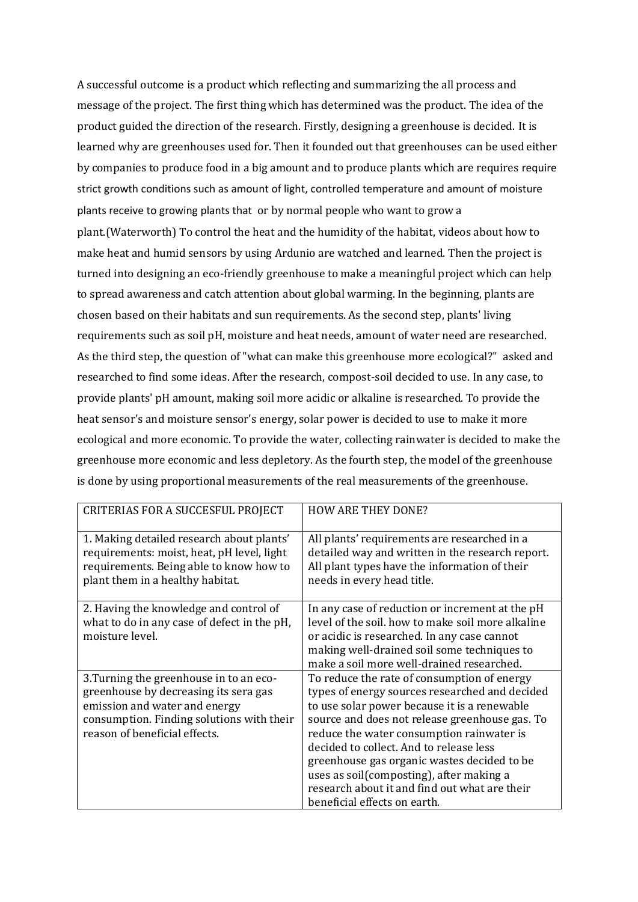A successful outcome is a product which reflecting and summarizing the all process and message of the project. The first thing which has determined was the product. The idea of the product guided the direction of the research. Firstly, designing a greenhouse is decided. It is learned why are greenhouses used for. Then it founded out that greenhouses can be used either by companies to produce food in a big amount and to produce plants which are requires require strict growth conditions such as amount of light, controlled temperature and amount of moisture plants receive to growing plants that or by normal people who want to grow a plant.(Waterworth) To control the heat and the humidity of the habitat, videos about how to make heat and humid sensors by using Ardunio are watched and learned. Then the project is turned into designing an eco-friendly greenhouse to make a meaningful project which can help to spread awareness and catch attention about global warming. In the beginning, plants are chosen based on their habitats and sun requirements. As the second step, plants' living requirements such as soil pH, moisture and heat needs, amount of water need are researched. As the third step, the question of "what can make this greenhouse more ecological?" asked and researched to find some ideas. After the research, compost-soil decided to use. In any case, to provide plants' pH amount, making soil more acidic or alkaline is researched. To provide the heat sensor's and moisture sensor's energy, solar power is decided to use to make it more ecological and more economic. To provide the water, collecting rainwater is decided to make the greenhouse more economic and less depletory. As the fourth step, the model of the greenhouse is done by using proportional measurements of the real measurements of the greenhouse.

| CRITERIAS FOR A SUCCESFUL PROJECT | HOW ARE THEY DONE? |
|---|---|
| 1. Making detailed research about plants' requirements: moist, heat, pH level, light requirements. Being able to know how to plant them in a healthy habitat. | All plants' requirements are researched in a detailed way and written in the research report. All plant types have the information of their needs in every head title. |
| 2. Having the knowledge and control of what to do in any case of defect in the pH, moisture level. | In any case of reduction or increment at the pH level of the soil. how to make soil more alkaline or acidic is researched. In any case cannot making well-drained soil some techniques to make a soil more well-drained researched. |
| 3.Turning the greenhouse in to an eco-greenhouse by decreasing its sera gas emission and water and energy consumption. Finding solutions with their reason of beneficial effects. | To reduce the rate of consumption of energy types of energy sources researched and decided to use solar power because it is a renewable source and does not release greenhouse gas. To reduce the water consumption rainwater is decided to collect. And to release less greenhouse gas organic wastes decided to be uses as soil(composting), after making a research about it and find out what are their beneficial effects on earth. |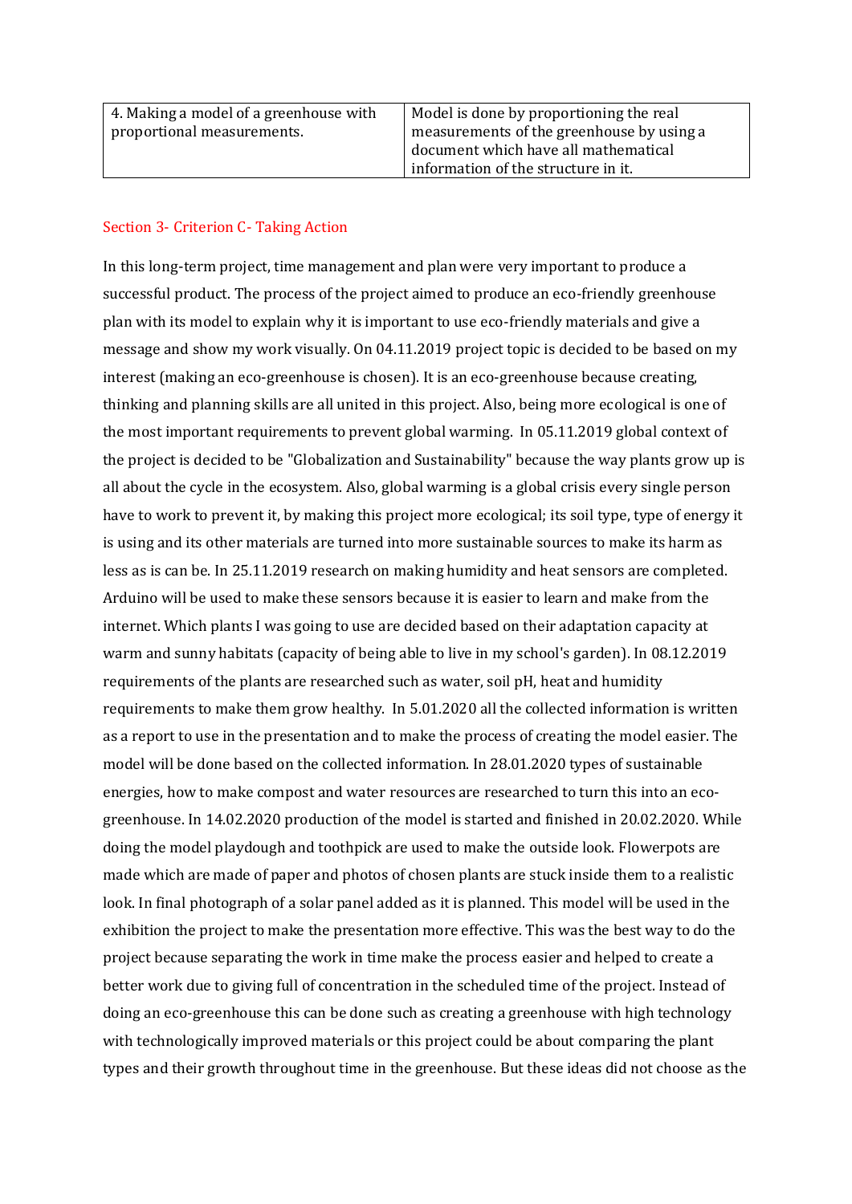| 4. Making a model of a greenhouse with proportional measurements. | Model is done by proportioning the real measurements of the greenhouse by using a document which have all mathematical information of the structure in it. |
|---|---|

## Section 3- Criterion C- Taking Action

In this long-term project, time management and plan were very important to produce a successful product. The process of the project aimed to produce an eco-friendly greenhouse plan with its model to explain why it is important to use eco-friendly materials and give a message and show my work visually. On 04.11.2019 project topic is decided to be based on my interest (making an eco-greenhouse is chosen). It is an eco-greenhouse because creating, thinking and planning skills are all united in this project. Also, being more ecological is one of the most important requirements to prevent global warming. In 05.11.2019 global context of the project is decided to be "Globalization and Sustainability" because the way plants grow up is all about the cycle in the ecosystem. Also, global warming is a global crisis every single person have to work to prevent it, by making this project more ecological; its soil type, type of energy it is using and its other materials are turned into more sustainable sources to make its harm as less as is can be. In 25.11.2019 research on making humidity and heat sensors are completed. Arduino will be used to make these sensors because it is easier to learn and make from the internet. Which plants I was going to use are decided based on their adaptation capacity at warm and sunny habitats (capacity of being able to live in my school's garden). In 08.12.2019 requirements of the plants are researched such as water, soil pH, heat and humidity requirements to make them grow healthy. In 5.01.2020 all the collected information is written as a report to use in the presentation and to make the process of creating the model easier. The model will be done based on the collected information. In 28.01.2020 types of sustainable energies, how to make compost and water resources are researched to turn this into an eco-greenhouse. In 14.02.2020 production of the model is started and finished in 20.02.2020. While doing the model playdough and toothpick are used to make the outside look. Flowerpots are made which are made of paper and photos of chosen plants are stuck inside them to a realistic look. In final photograph of a solar panel added as it is planned. This model will be used in the exhibition the project to make the presentation more effective. This was the best way to do the project because separating the work in time make the process easier and helped to create a better work due to giving full of concentration in the scheduled time of the project. Instead of doing an eco-greenhouse this can be done such as creating a greenhouse with high technology with technologically improved materials or this project could be about comparing the plant types and their growth throughout time in the greenhouse. But these ideas did not choose as the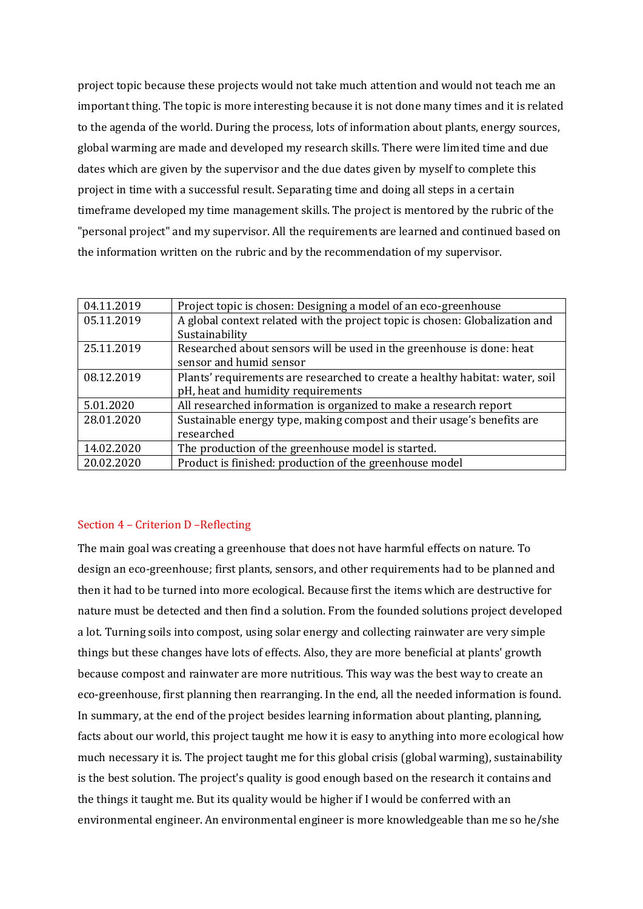project topic because these projects would not take much attention and would not teach me an important thing. The topic is more interesting because it is not done many times and it is related to the agenda of the world. During the process, lots of information about plants, energy sources, global warming are made and developed my research skills. There were limited time and due dates which are given by the supervisor and the due dates given by myself to complete this project in time with a successful result. Separating time and doing all steps in a certain timeframe developed my time management skills. The project is mentored by the rubric of the "personal project" and my supervisor. All the requirements are learned and continued based on the information written on the rubric and by the recommendation of my supervisor.

| | |
|---|---|
| 04.11.2019 | Project topic is chosen: Designing a model of an eco-greenhouse |
| 05.11.2019 | A global context related with the project topic is chosen: Globalization and Sustainability |
| 25.11.2019 | Researched about sensors will be used in the greenhouse is done: heat sensor and humid sensor |
| 08.12.2019 | Plants' requirements are researched to create a healthy habitat: water, soil pH, heat and humidity requirements |
| 5.01.2020 | All researched information is organized to make a research report |
| 28.01.2020 | Sustainable energy type, making compost and their usage's benefits are researched |
| 14.02.2020 | The production of the greenhouse model is started. |
| 20.02.2020 | Product is finished: production of the greenhouse model |

## Section 4 – Criterion D –Reflecting

The main goal was creating a greenhouse that does not have harmful effects on nature. To design an eco-greenhouse; first plants, sensors, and other requirements had to be planned and then it had to be turned into more ecological. Because first the items which are destructive for nature must be detected and then find a solution. From the founded solutions project developed a lot. Turning soils into compost, using solar energy and collecting rainwater are very simple things but these changes have lots of effects. Also, they are more beneficial at plants' growth because compost and rainwater are more nutritious. This way was the best way to create an eco-greenhouse, first planning then rearranging. In the end, all the needed information is found. In summary, at the end of the project besides learning information about planting, planning, facts about our world, this project taught me how it is easy to anything into more ecological how much necessary it is. The project taught me for this global crisis (global warming), sustainability is the best solution. The project's quality is good enough based on the research it contains and the things it taught me. But its quality would be higher if I would be conferred with an environmental engineer. An environmental engineer is more knowledgeable than me so he/she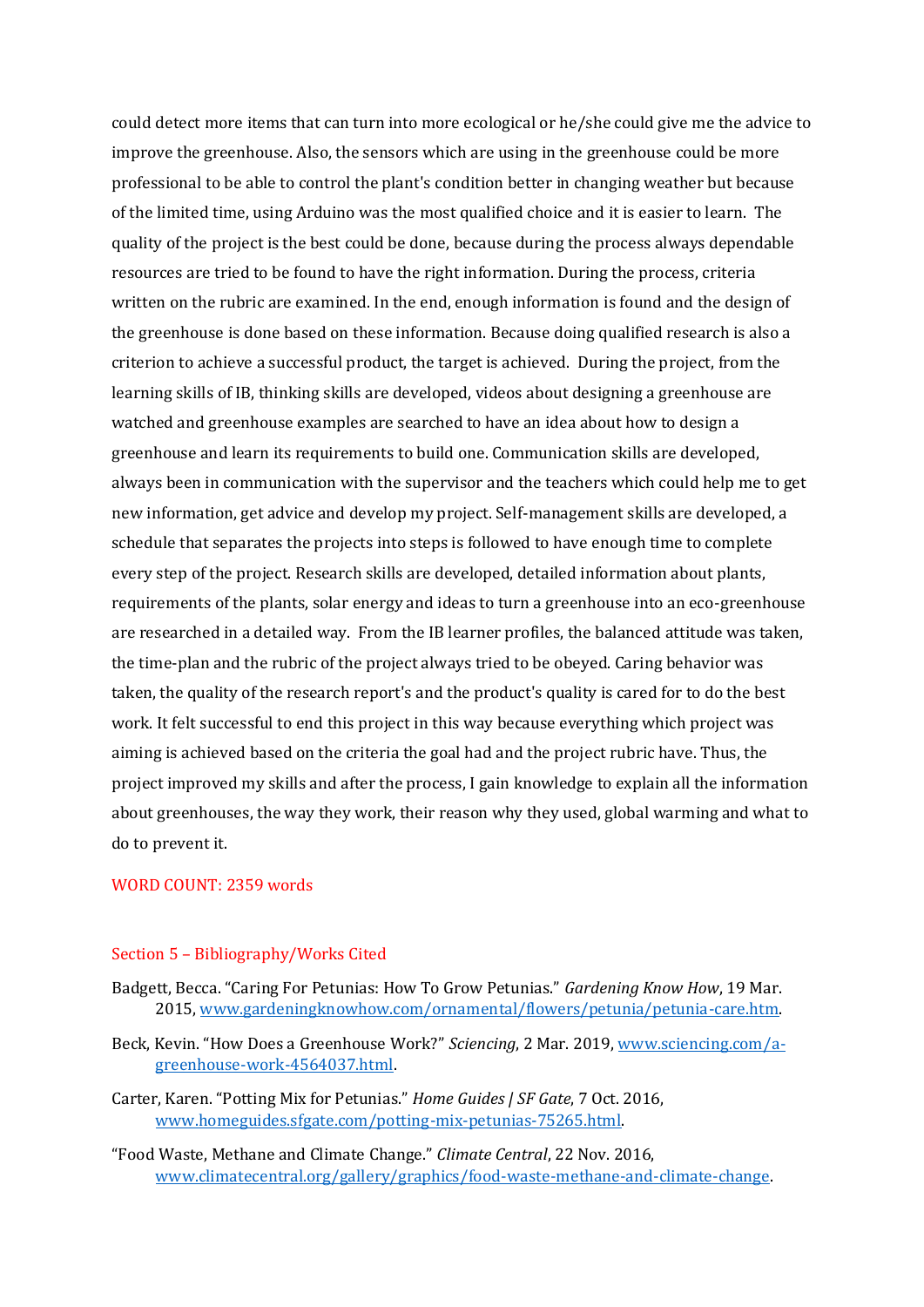could detect more items that can turn into more ecological or he/she could give me the advice to improve the greenhouse. Also, the sensors which are using in the greenhouse could be more professional to be able to control the plant's condition better in changing weather but because of the limited time, using Arduino was the most qualified choice and it is easier to learn. The quality of the project is the best could be done, because during the process always dependable resources are tried to be found to have the right information. During the process, criteria written on the rubric are examined. In the end, enough information is found and the design of the greenhouse is done based on these information. Because doing qualified research is also a criterion to achieve a successful product, the target is achieved. During the project, from the learning skills of IB, thinking skills are developed, videos about designing a greenhouse are watched and greenhouse examples are searched to have an idea about how to design a greenhouse and learn its requirements to build one. Communication skills are developed, always been in communication with the supervisor and the teachers which could help me to get new information, get advice and develop my project. Self-management skills are developed, a schedule that separates the projects into steps is followed to have enough time to complete every step of the project. Research skills are developed, detailed information about plants, requirements of the plants, solar energy and ideas to turn a greenhouse into an eco-greenhouse are researched in a detailed way. From the IB learner profiles, the balanced attitude was taken, the time-plan and the rubric of the project always tried to be obeyed. Caring behavior was taken, the quality of the research report's and the product's quality is cared for to do the best work. It felt successful to end this project in this way because everything which project was aiming is achieved based on the criteria the goal had and the project rubric have. Thus, the project improved my skills and after the process, I gain knowledge to explain all the information about greenhouses, the way they work, their reason why they used, global warming and what to do to prevent it.

WORD COUNT: 2359 words

## Section 5 – Bibliography/Works Cited

Badgett, Becca. "Caring For Petunias: How To Grow Petunias." *Gardening Know How*, 19 Mar. 2015, www.gardeningknowhow.com/ornamental/flowers/petunia/petunia-care.htm.

Beck, Kevin. "How Does a Greenhouse Work?" *Sciencing*, 2 Mar. 2019, www.sciencing.com/a-greenhouse-work-4564037.html.

Carter, Karen. "Potting Mix for Petunias." *Home Guides | SF Gate*, 7 Oct. 2016, www.homeguides.sfgate.com/potting-mix-petunias-75265.html.

"Food Waste, Methane and Climate Change." *Climate Central*, 22 Nov. 2016, www.climatecentral.org/gallery/graphics/food-waste-methane-and-climate-change.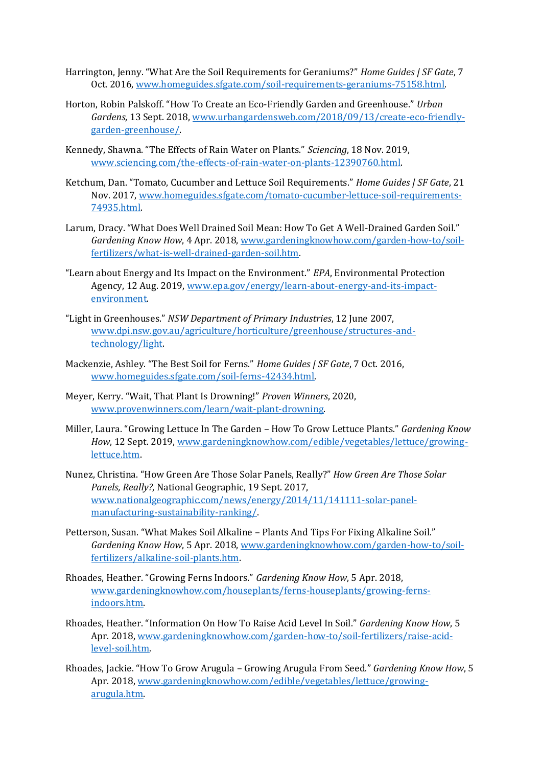Harrington, Jenny. "What Are the Soil Requirements for Geraniums?" *Home Guides | SF Gate*, 7 Oct. 2016, www.homeguides.sfgate.com/soil-requirements-geraniums-75158.html.

Horton, Robin Palskoff. "How To Create an Eco-Friendly Garden and Greenhouse." *Urban Gardens*, 13 Sept. 2018, www.urbangardensweb.com/2018/09/13/create-eco-friendly-garden-greenhouse/.

Kennedy, Shawna. "The Effects of Rain Water on Plants." *Sciencing*, 18 Nov. 2019, www.sciencing.com/the-effects-of-rain-water-on-plants-12390760.html.

Ketchum, Dan. "Tomato, Cucumber and Lettuce Soil Requirements." *Home Guides | SF Gate*, 21 Nov. 2017, www.homeguides.sfgate.com/tomato-cucumber-lettuce-soil-requirements-74935.html.

Larum, Dracy. "What Does Well Drained Soil Mean: How To Get A Well-Drained Garden Soil." *Gardening Know How*, 4 Apr. 2018, www.gardeningknowhow.com/garden-how-to/soil-fertilizers/what-is-well-drained-garden-soil.htm.

"Learn about Energy and Its Impact on the Environment." *EPA*, Environmental Protection Agency, 12 Aug. 2019, www.epa.gov/energy/learn-about-energy-and-its-impact-environment.

"Light in Greenhouses." *NSW Department of Primary Industries*, 12 June 2007, www.dpi.nsw.gov.au/agriculture/horticulture/greenhouse/structures-and-technology/light.

Mackenzie, Ashley. "The Best Soil for Ferns." *Home Guides | SF Gate*, 7 Oct. 2016, www.homeguides.sfgate.com/soil-ferns-42434.html.

Meyer, Kerry. "Wait, That Plant Is Drowning!" *Proven Winners*, 2020, www.provenwinners.com/learn/wait-plant-drowning.

Miller, Laura. "Growing Lettuce In The Garden – How To Grow Lettuce Plants." *Gardening Know How*, 12 Sept. 2019, www.gardeningknowhow.com/edible/vegetables/lettuce/growing-lettuce.htm.

Nunez, Christina. "How Green Are Those Solar Panels, Really?" *How Green Are Those Solar Panels, Really?*, National Geographic, 19 Sept. 2017, www.nationalgeographic.com/news/energy/2014/11/141111-solar-panel-manufacturing-sustainability-ranking/.

Petterson, Susan. "What Makes Soil Alkaline – Plants And Tips For Fixing Alkaline Soil." *Gardening Know How*, 5 Apr. 2018, www.gardeningknowhow.com/garden-how-to/soil-fertilizers/alkaline-soil-plants.htm.

Rhoades, Heather. "Growing Ferns Indoors." *Gardening Know How*, 5 Apr. 2018, www.gardeningknowhow.com/houseplants/ferns-houseplants/growing-ferns-indoors.htm.

Rhoades, Heather. "Information On How To Raise Acid Level In Soil." *Gardening Know How*, 5 Apr. 2018, www.gardeningknowhow.com/garden-how-to/soil-fertilizers/raise-acid-level-soil.htm.

Rhoades, Jackie. "How To Grow Arugula – Growing Arugula From Seed." *Gardening Know How*, 5 Apr. 2018, www.gardeningknowhow.com/edible/vegetables/lettuce/growing-arugula.htm.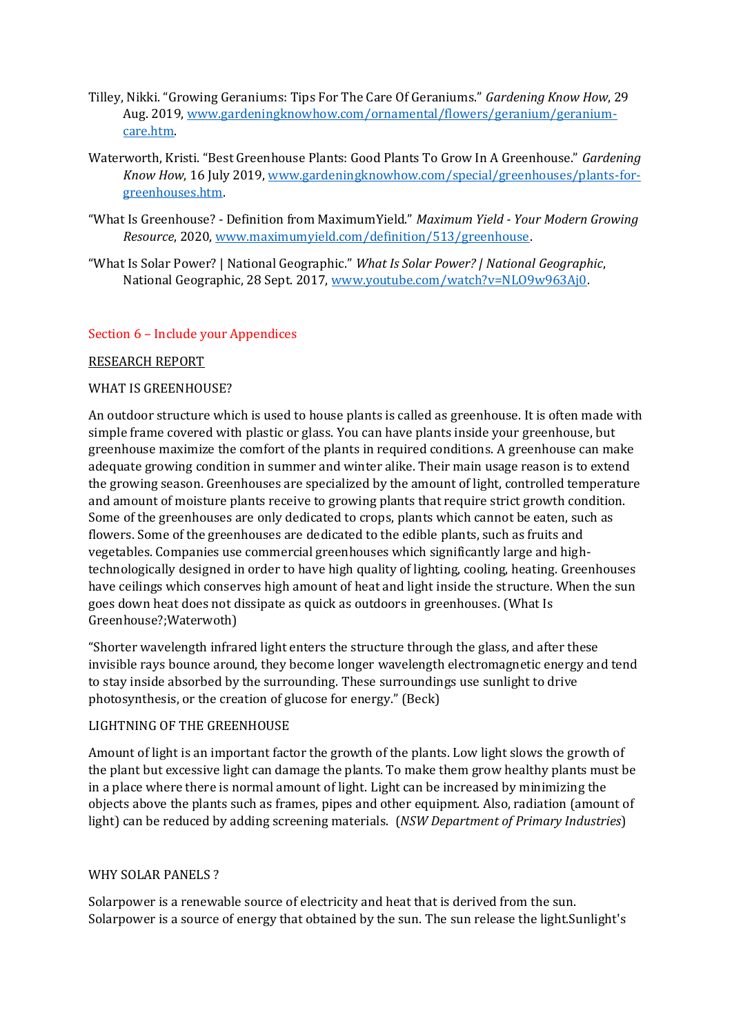Tilley, Nikki. "Growing Geraniums: Tips For The Care Of Geraniums." *Gardening Know How*, 29 Aug. 2019, www.gardeningknowhow.com/ornamental/flowers/geranium/geranium-care.htm.

Waterworth, Kristi. "Best Greenhouse Plants: Good Plants To Grow In A Greenhouse." *Gardening Know How*, 16 July 2019, www.gardeningknowhow.com/special/greenhouses/plants-for-greenhouses.htm.

"What Is Greenhouse? - Definition from MaximumYield." *Maximum Yield - Your Modern Growing Resource*, 2020, www.maximumyield.com/definition/513/greenhouse.

"What Is Solar Power? | National Geographic." *What Is Solar Power? | National Geographic*, National Geographic, 28 Sept. 2017, www.youtube.com/watch?v=NLO9w963Aj0.

## Section 6 – Include your Appendices

RESEARCH REPORT

WHAT IS GREENHOUSE?

An outdoor structure which is used to house plants is called as greenhouse. It is often made with simple frame covered with plastic or glass. You can have plants inside your greenhouse, but greenhouse maximize the comfort of the plants in required conditions. A greenhouse can make adequate growing condition in summer and winter alike. Their main usage reason is to extend the growing season. Greenhouses are specialized by the amount of light, controlled temperature and amount of moisture plants receive to growing plants that require strict growth condition. Some of the greenhouses are only dedicated to crops, plants which cannot be eaten, such as flowers. Some of the greenhouses are dedicated to the edible plants, such as fruits and vegetables. Companies use commercial greenhouses which significantly large and high-technologically designed in order to have high quality of lighting, cooling, heating. Greenhouses have ceilings which conserves high amount of heat and light inside the structure. When the sun goes down heat does not dissipate as quick as outdoors in greenhouses. (What Is Greenhouse?;Waterwoth)

"Shorter wavelength infrared light enters the structure through the glass, and after these invisible rays bounce around, they become longer wavelength electromagnetic energy and tend to stay inside absorbed by the surrounding. These surroundings use sunlight to drive photosynthesis, or the creation of glucose for energy." (Beck)

LIGHTNING OF THE GREENHOUSE

Amount of light is an important factor the growth of the plants. Low light slows the growth of the plant but excessive light can damage the plants. To make them grow healthy plants must be in a place where there is normal amount of light. Light can be increased by minimizing the objects above the plants such as frames, pipes and other equipment. Also, radiation (amount of light) can be reduced by adding screening materials. (*NSW Department of Primary Industries*)

WHY SOLAR PANELS ?

Solarpower is a renewable source of electricity and heat that is derived from the sun. Solarpower is a source of energy that obtained by the sun. The sun release the light.Sunlight's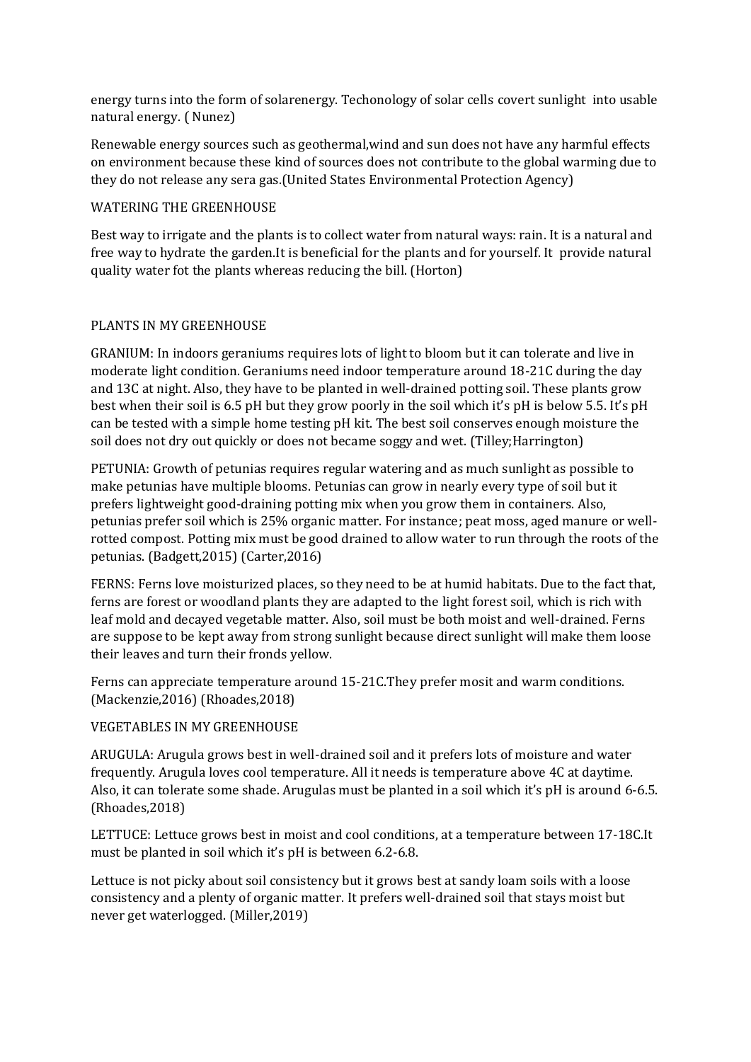energy turns into the form of solarenergy. Techonology of solar cells covert sunlight into usable natural energy. ( Nunez)

Renewable energy sources such as geothermal,wind and sun does not have any harmful effects on environment because these kind of sources does not contribute to the global warming due to they do not release any sera gas.(United States Environmental Protection Agency)

WATERING THE GREENHOUSE

Best way to irrigate and the plants is to collect water from natural ways: rain. It is a natural and free way to hydrate the garden.It is beneficial for the plants and for yourself. It provide natural quality water fot the plants whereas reducing the bill. (Horton)

PLANTS IN MY GREENHOUSE

GRANIUM: In indoors geraniums requires lots of light to bloom but it can tolerate and live in moderate light condition. Geraniums need indoor temperature around 18-21C during the day and 13C at night. Also, they have to be planted in well-drained potting soil. These plants grow best when their soil is 6.5 pH but they grow poorly in the soil which it's pH is below 5.5. It's pH can be tested with a simple home testing pH kit. The best soil conserves enough moisture the soil does not dry out quickly or does not became soggy and wet. (Tilley;Harrington)

PETUNIA: Growth of petunias requires regular watering and as much sunlight as possible to make petunias have multiple blooms. Petunias can grow in nearly every type of soil but it prefers lightweight good-draining potting mix when you grow them in containers. Also, petunias prefer soil which is 25% organic matter. For instance; peat moss, aged manure or well-rotted compost. Potting mix must be good drained to allow water to run through the roots of the petunias. (Badgett,2015) (Carter,2016)

FERNS: Ferns love moisturized places, so they need to be at humid habitats. Due to the fact that, ferns are forest or woodland plants they are adapted to the light forest soil, which is rich with leaf mold and decayed vegetable matter. Also, soil must be both moist and well-drained. Ferns are suppose to be kept away from strong sunlight because direct sunlight will make them loose their leaves and turn their fronds yellow.

Ferns can appreciate temperature around 15-21C.They prefer mosit and warm conditions. (Mackenzie,2016) (Rhoades,2018)

VEGETABLES IN MY GREENHOUSE

ARUGULA: Arugula grows best in well-drained soil and it prefers lots of moisture and water frequently. Arugula loves cool temperature. All it needs is temperature above 4C at daytime. Also, it can tolerate some shade. Arugulas must be planted in a soil which it's pH is around 6-6.5. (Rhoades,2018)

LETTUCE: Lettuce grows best in moist and cool conditions, at a temperature between 17-18C.It must be planted in soil which it's pH is between 6.2-6.8.

Lettuce is not picky about soil consistency but it grows best at sandy loam soils with a loose consistency and a plenty of organic matter. It prefers well-drained soil that stays moist but never get waterlogged. (Miller,2019)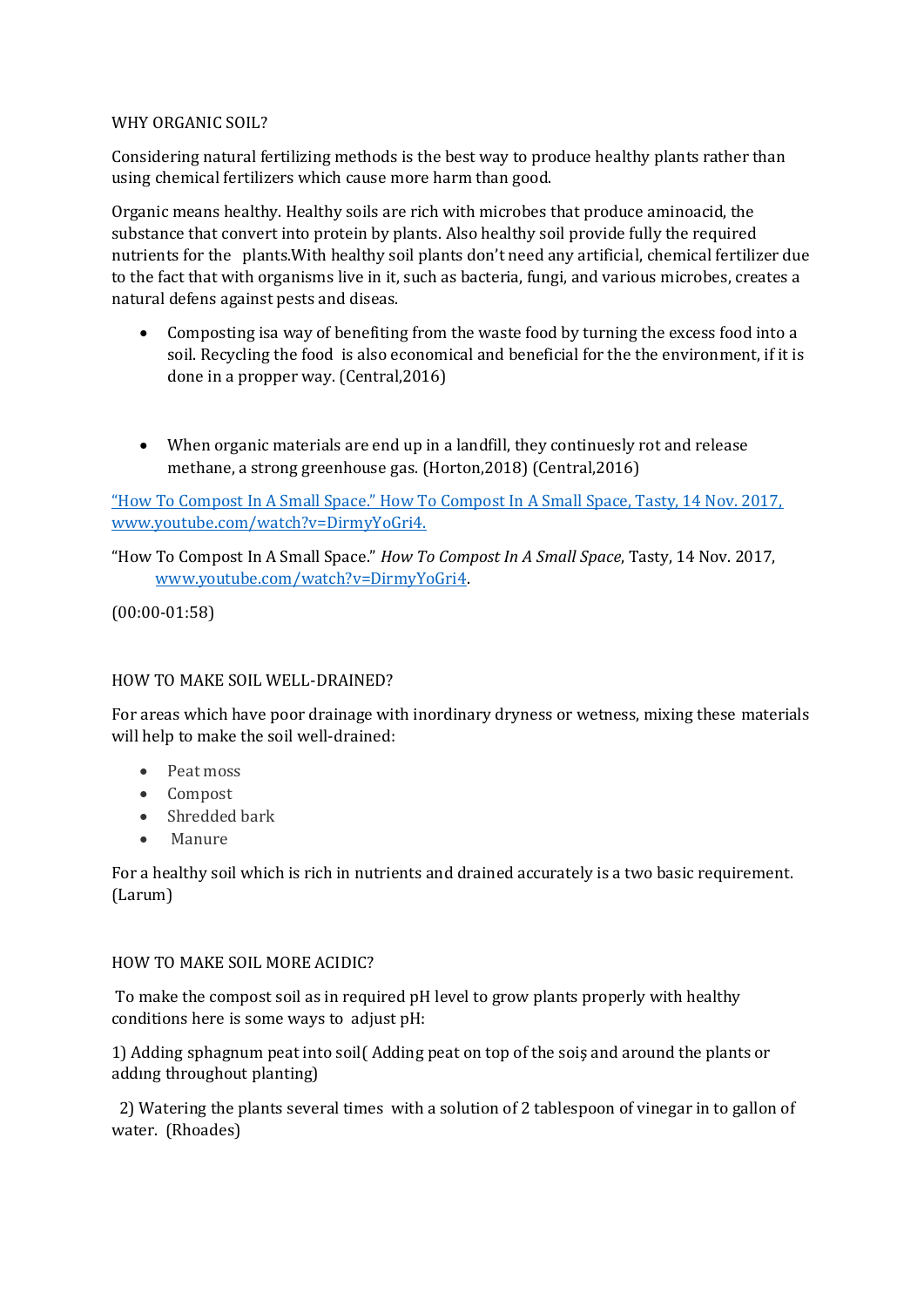WHY ORGANIC SOIL?

Considering natural fertilizing methods is the best way to produce healthy plants rather than using chemical fertilizers which cause more harm than good.

Organic means healthy. Healthy soils are rich with microbes that produce aminoacid, the substance that convert into protein by plants. Also healthy soil provide fully the required nutrients for the plants.With healthy soil plants don't need any artificial, chemical fertilizer due to the fact that with organisms live in it, such as bacteria, fungi, and various microbes, creates a natural defens against pests and diseas.

- Composting isa way of benefiting from the waste food by turning the excess food into a soil. Recycling the food is also economical and beneficial for the the environment, if it is done in a propper way. (Central,2016)

- When organic materials are end up in a landfill, they continuesly rot and release methane, a strong greenhouse gas. (Horton,2018) (Central,2016)

["How To Compost In A Small Space." How To Compost In A Small Space, Tasty, 14 Nov. 2017, www.youtube.com/watch?v=DirmyYoGri4.](www.youtube.com/watch?v=DirmyYoGri4)

"How To Compost In A Small Space." *How To Compost In A Small Space*, Tasty, 14 Nov. 2017, [www.youtube.com/watch?v=DirmyYoGri4](www.youtube.com/watch?v=DirmyYoGri4).

(00:00-01:58)

HOW TO MAKE SOIL WELL-DRAINED?

For areas which have poor drainage with inordinary dryness or wetness, mixing these materials will help to make the soil well-drained:

- Peat moss
- Compost
- Shredded bark
- Manure

For a healthy soil which is rich in nutrients and drained accurately is a two basic requirement. (Larum)

HOW TO MAKE SOIL MORE ACIDIC?

To make the compost soil as in required pH level to grow plants properly with healthy conditions here is some ways to adjust pH:

1) Adding sphagnum peat into soil( Adding peat on top of the soiş and around the plants or addıng throughout planting)

2) Watering the plants several times with a solution of 2 tablespoon of vinegar in to gallon of water. (Rhoades)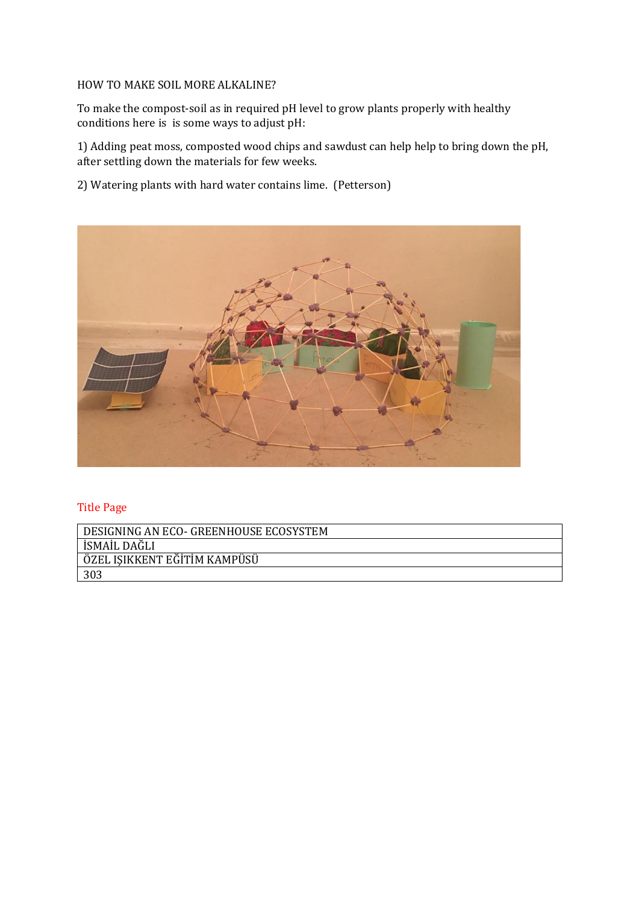HOW TO MAKE SOIL MORE ALKALINE?

To make the compost-soil as in required pH level to grow plants properly with healthy conditions here is  is some ways to adjust pH:

1) Adding peat moss, composted wood chips and sawdust can help help to bring down the pH, after settling down the materials for few weeks.

2) Watering plants with hard water contains lime.  (Petterson)

Title Page

| |
|---|
| DESIGNING AN ECO- GREENHOUSE ECOSYSTEM |
| İSMAİL DAĞLI |
| ÖZEL IŞIKKENT EĞİTİM KAMPÜSÜ |
| 303 |